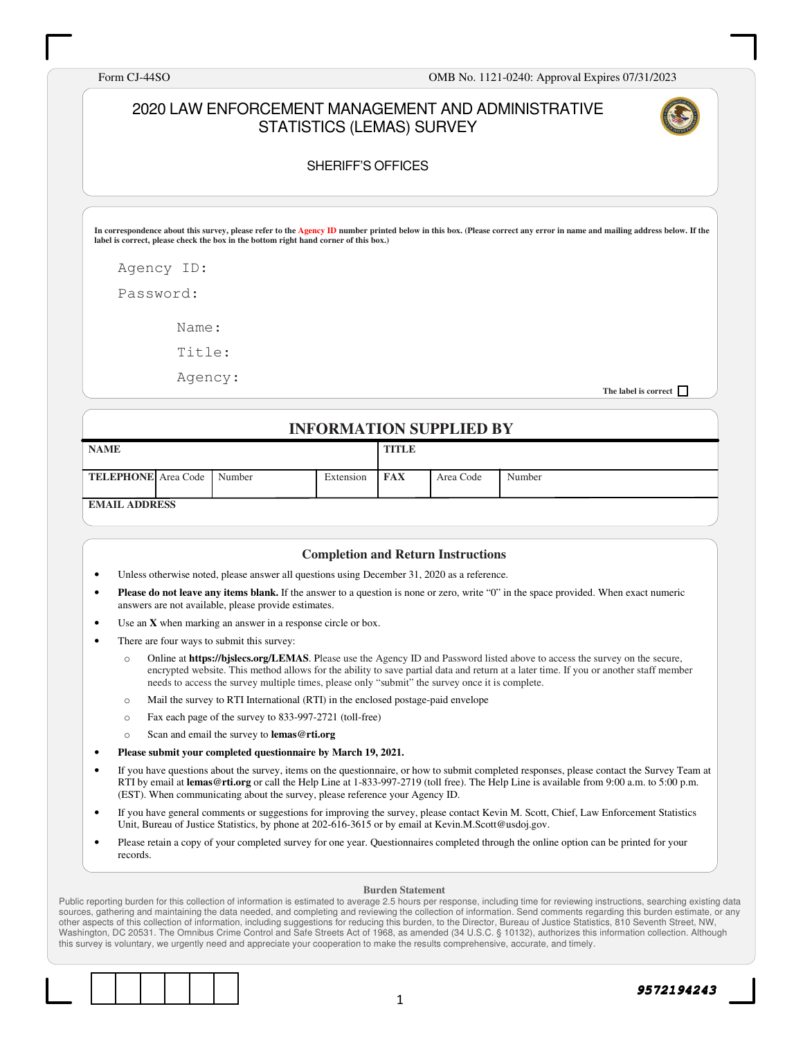Form CJ-44SO

OMB No. 1121-0240: Approval Expires 07/31/2023

# 2020 LAW ENFORCEMENT MANAGEMENT AND ADMINISTRATIVE STATISTICS (LEMAS) SURVEY

## SHERIFF'S OFFICES

**In correspondence about this survey, please refer to the Agency ID number printed below in this box. (Please correct any error in name and mailing address below. If the label is correct, please check the box in the bottom right hand corner of this box.)**

Agency ID:

Password:

Name:

Title:

Agency:

**The label is correct** ☐

## INFORMATION SUPPLIED BY

| **NAME** | | | | **TITLE** | | |
|---|---|---|---|---|---|---|
| **TELEPHONE** | Area Code | Number | Extension | **FAX** | Area Code | Number |
| **EMAIL ADDRESS** | | | | | | |

### Completion and Return Instructions

- Unless otherwise noted, please answer all questions using December 31, 2020 as a reference.
- **Please do not leave any items blank.** If the answer to a question is none or zero, write "0" in the space provided. When exact numeric answers are not available, please provide estimates.
- Use an **X** when marking an answer in a response circle or box.
- There are four ways to submit this survey:
  - Online at **https://bjslecs.org/LEMAS**. Please use the Agency ID and Password listed above to access the survey on the secure, encrypted website. This method allows for the ability to save partial data and return at a later time. If you or another staff member needs to access the survey multiple times, please only "submit" the survey once it is complete.
  - Mail the survey to RTI International (RTI) in the enclosed postage-paid envelope
  - Fax each page of the survey to 833-997-2721 (toll-free)
  - Scan and email the survey to **lemas@rti.org**
- **Please submit your completed questionnaire by March 19, 2021.**
- If you have questions about the survey, items on the questionnaire, or how to submit completed responses, please contact the Survey Team at RTI by email at **lemas@rti.org** or call the Help Line at 1-833-997-2719 (toll free). The Help Line is available from 9:00 a.m. to 5:00 p.m. (EST). When communicating about the survey, please reference your Agency ID.
- If you have general comments or suggestions for improving the survey, please contact Kevin M. Scott, Chief, Law Enforcement Statistics Unit, Bureau of Justice Statistics, by phone at 202-616-3615 or by email at Kevin.M.Scott@usdoj.gov.
- Please retain a copy of your completed survey for one year. Questionnaires completed through the online option can be printed for your records.

**Burden Statement**

Public reporting burden for this collection of information is estimated to average 2.5 hours per response, including time for reviewing instructions, searching existing data sources, gathering and maintaining the data needed, and completing and reviewing the collection of information. Send comments regarding this burden estimate, or any other aspects of this collection of information, including suggestions for reducing this burden, to the Director, Bureau of Justice Statistics, 810 Seventh Street, NW, Washington, DC 20531. The Omnibus Crime Control and Safe Streets Act of 1968, as amended (34 U.S.C. § 10132), authorizes this information collection. Although this survey is voluntary, we urgently need and appreciate your cooperation to make the results comprehensive, accurate, and timely.

9572194243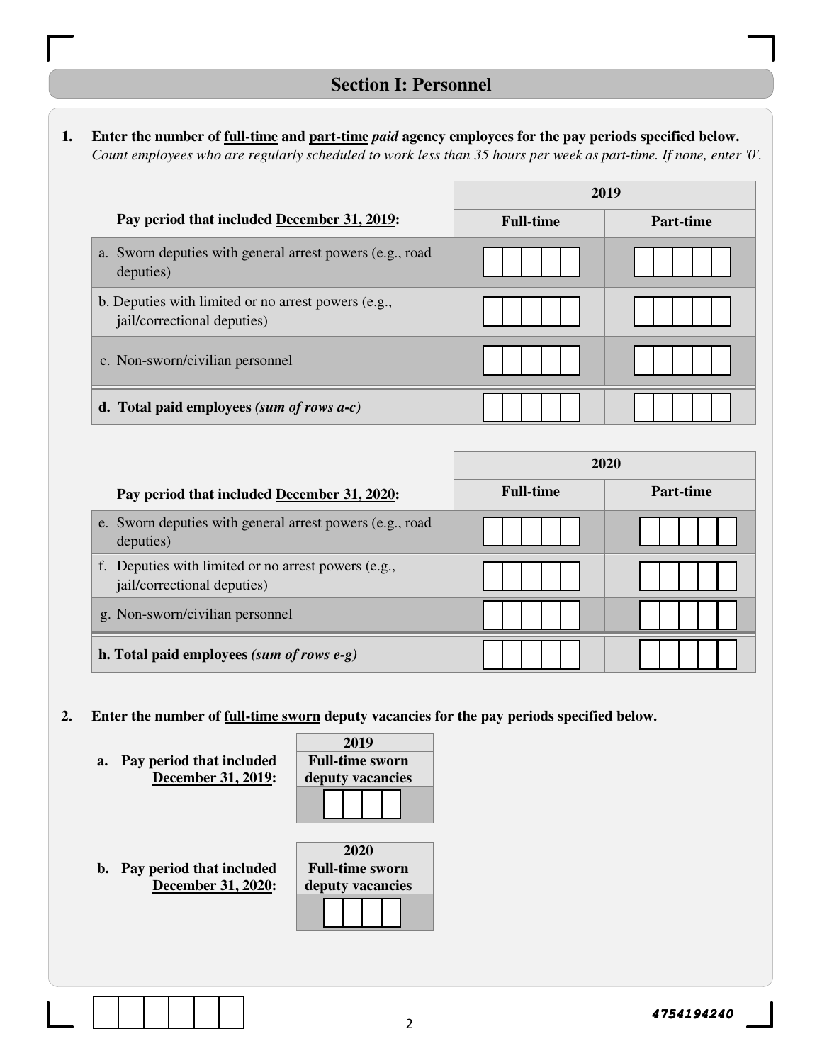## Section I: Personnel

**1. Enter the number of full-time and part-time *paid* agency employees for the pay periods specified below.**
*Count employees who are regularly scheduled to work less than 35 hours per week as part-time. If none, enter '0'.*

| | 2019 | |
|---|---|---|
| **Pay period that included December 31, 2019:** | **Full-time** | **Part-time** |
| a. Sworn deputies with general arrest powers (e.g., road deputies) | | |
| b. Deputies with limited or no arrest powers (e.g., jail/correctional deputies) | | |
| c. Non-sworn/civilian personnel | | |
| **d. Total paid employees *(sum of rows a-c)*** | | |

| | 2020 | |
|---|---|---|
| **Pay period that included December 31, 2020:** | **Full-time** | **Part-time** |
| e. Sworn deputies with general arrest powers (e.g., road deputies) | | |
| f. Deputies with limited or no arrest powers (e.g., jail/correctional deputies) | | |
| g. Non-sworn/civilian personnel | | |
| **h. Total paid employees *(sum of rows e-g)*** | | |

**2. Enter the number of full-time sworn deputy vacancies for the pay periods specified below.**

| | 2019 |
|---|---|
| **a. Pay period that included December 31, 2019:** | **Full-time sworn deputy vacancies** |
| | |

| | 2020 |
|---|---|
| **b. Pay period that included December 31, 2020:** | **Full-time sworn deputy vacancies** |
| | |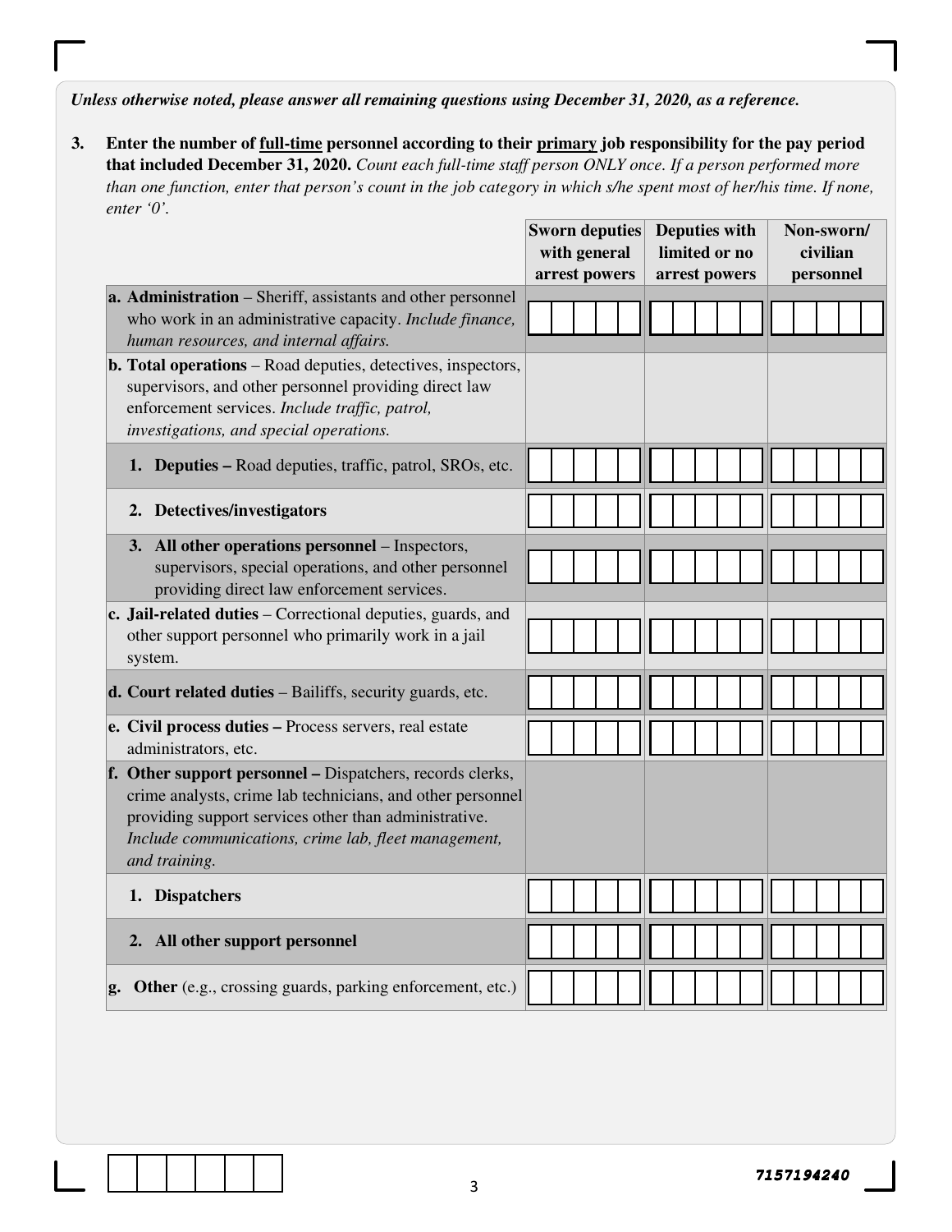*Unless otherwise noted, please answer all remaining questions using December 31, 2020, as a reference.*

**3. Enter the number of full-time personnel according to their primary job responsibility for the pay period that included December 31, 2020.** *Count each full-time staff person ONLY once. If a person performed more than one function, enter that person's count in the job category in which s/he spent most of her/his time. If none, enter '0'.*

| | Sworn deputies with general arrest powers | Deputies with limited or no arrest powers | Non-sworn/ civilian personnel |
|---|---|---|---|
| **a. Administration** – Sheriff, assistants and other personnel who work in an administrative capacity. *Include finance, human resources, and internal affairs.* | | | |
| **b. Total operations** – Road deputies, detectives, inspectors, supervisors, and other personnel providing direct law enforcement services. *Include traffic, patrol, investigations, and special operations.* | | | |
| **1. Deputies –** Road deputies, traffic, patrol, SROs, etc. | | | |
| **2. Detectives/investigators** | | | |
| **3. All other operations personnel** – Inspectors, supervisors, special operations, and other personnel providing direct law enforcement services. | | | |
| **c. Jail-related duties** – Correctional deputies, guards, and other support personnel who primarily work in a jail system. | | | |
| **d. Court related duties** – Bailiffs, security guards, etc. | | | |
| **e. Civil process duties –** Process servers, real estate administrators, etc. | | | |
| **f. Other support personnel –** Dispatchers, records clerks, crime analysts, crime lab technicians, and other personnel providing support services other than administrative. *Include communications, crime lab, fleet management, and training.* | | | |
| **1. Dispatchers** | | | |
| **2. All other support personnel** | | | |
| **g. Other** (e.g., crossing guards, parking enforcement, etc.) | | | |

7157194240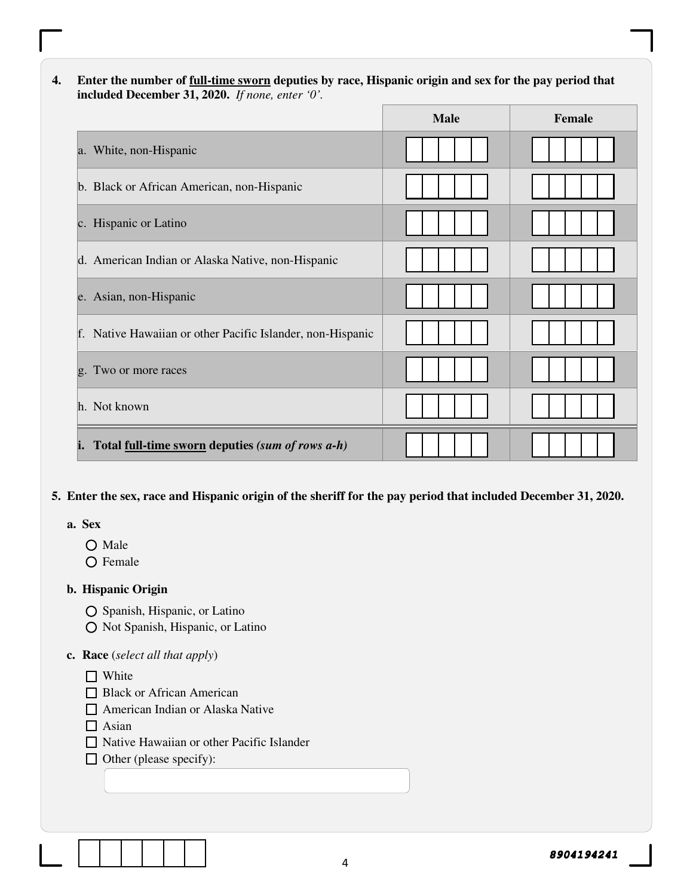**4. Enter the number of full-time sworn deputies by race, Hispanic origin and sex for the pay period that included December 31, 2020.** *If none, enter '0'.*

| | Male | Female |
|---|---|---|
| a. White, non-Hispanic | | |
| b. Black or African American, non-Hispanic | | |
| c. Hispanic or Latino | | |
| d. American Indian or Alaska Native, non-Hispanic | | |
| e. Asian, non-Hispanic | | |
| f. Native Hawaiian or other Pacific Islander, non-Hispanic | | |
| g. Two or more races | | |
| h. Not known | | |
| **i. Total full-time sworn deputies** ***(sum of rows a-h)*** | | |

**5. Enter the sex, race and Hispanic origin of the sheriff for the pay period that included December 31, 2020.**

**a. Sex**

- ○ Male
- ○ Female

**b. Hispanic Origin**

- ○ Spanish, Hispanic, or Latino
- ○ Not Spanish, Hispanic, or Latino

**c. Race** (*select all that apply*)

- ☐ White
- ☐ Black or African American
- ☐ American Indian or Alaska Native
- ☐ Asian
- ☐ Native Hawaiian or other Pacific Islander
- ☐ Other (please specify):

8904194241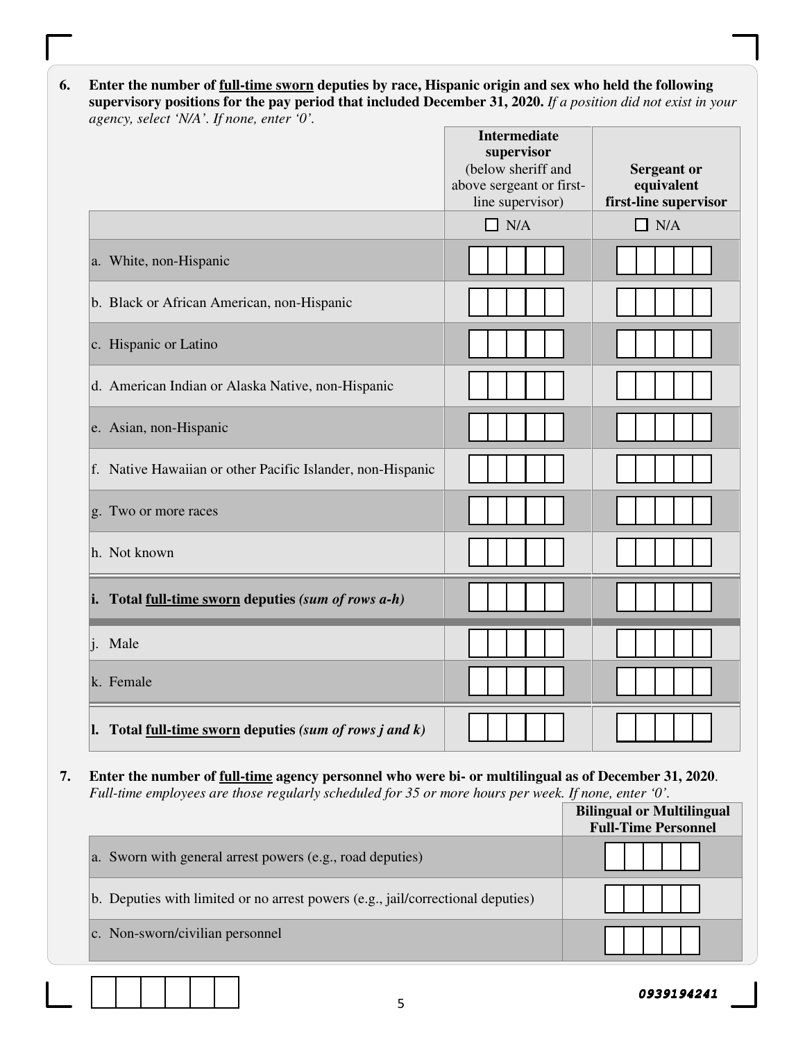**6. Enter the number of full-time sworn deputies by race, Hispanic origin and sex who held the following supervisory positions for the pay period that included December 31, 2020.** *If a position did not exist in your agency, select 'N/A'. If none, enter '0'.*

| | **Intermediate supervisor** (below sheriff and above sergeant or first-line supervisor) | **Sergeant or equivalent first-line supervisor** |
|---|---|---|
| | ☐ N/A | ☐ N/A |
| a. White, non-Hispanic | | |
| b. Black or African American, non-Hispanic | | |
| c. Hispanic or Latino | | |
| d. American Indian or Alaska Native, non-Hispanic | | |
| e. Asian, non-Hispanic | | |
| f. Native Hawaiian or other Pacific Islander, non-Hispanic | | |
| g. Two or more races | | |
| h. Not known | | |
| **i. Total full-time sworn deputies** ***(sum of rows a-h)*** | | |
| j. Male | | |
| k. Female | | |
| **l. Total full-time sworn deputies** ***(sum of rows j and k)*** | | |

**7. Enter the number of full-time agency personnel who were bi- or multilingual as of December 31, 2020.** *Full-time employees are those regularly scheduled for 35 or more hours per week. If none, enter '0'.*

| | **Bilingual or Multilingual Full-Time Personnel** |
|---|---|
| a. Sworn with general arrest powers (e.g., road deputies) | |
| b. Deputies with limited or no arrest powers (e.g., jail/correctional deputies) | |
| c. Non-sworn/civilian personnel | |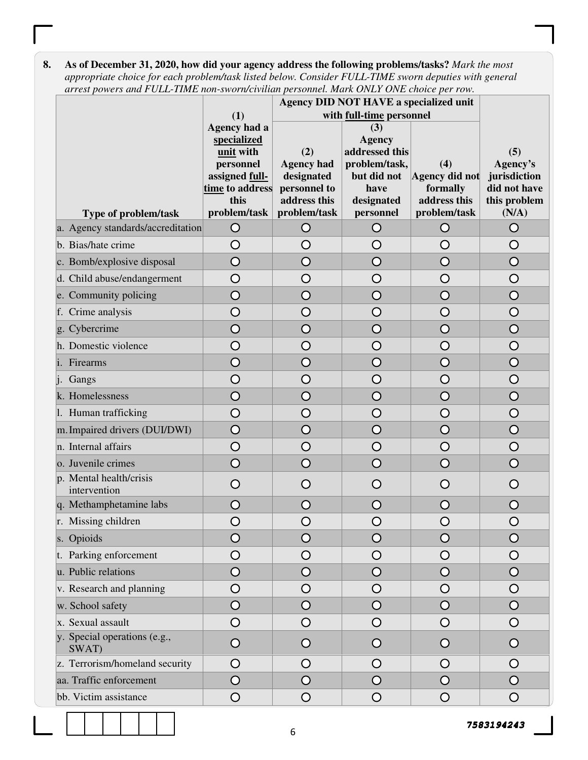**8. As of December 31, 2020, how did your agency address the following problems/tasks?** *Mark the most appropriate choice for each problem/task listed below. Consider FULL-TIME sworn deputies with general arrest powers and FULL-TIME non-sworn/civilian personnel. Mark ONLY ONE choice per row.*

| Type of problem/task | (1) Agency had a specialized unit with personnel assigned full-time to address this problem/task | Agency DID NOT HAVE a specialized unit with full-time personnel (2) Agency had designated personnel to address this problem/task | (3) Agency addressed this problem/task, but did not have designated personnel | (4) Agency did not formally address this problem/task | (5) Agency's jurisdiction did not have this problem (N/A) |
|---|---|---|---|---|---|
| a. Agency standards/accreditation | ○ | ○ | ○ | ○ | ○ |
| b. Bias/hate crime | ○ | ○ | ○ | ○ | ○ |
| c. Bomb/explosive disposal | ○ | ○ | ○ | ○ | ○ |
| d. Child abuse/endangerment | ○ | ○ | ○ | ○ | ○ |
| e. Community policing | ○ | ○ | ○ | ○ | ○ |
| f. Crime analysis | ○ | ○ | ○ | ○ | ○ |
| g. Cybercrime | ○ | ○ | ○ | ○ | ○ |
| h. Domestic violence | ○ | ○ | ○ | ○ | ○ |
| i. Firearms | ○ | ○ | ○ | ○ | ○ |
| j. Gangs | ○ | ○ | ○ | ○ | ○ |
| k. Homelessness | ○ | ○ | ○ | ○ | ○ |
| l. Human trafficking | ○ | ○ | ○ | ○ | ○ |
| m. Impaired drivers (DUI/DWI) | ○ | ○ | ○ | ○ | ○ |
| n. Internal affairs | ○ | ○ | ○ | ○ | ○ |
| o. Juvenile crimes | ○ | ○ | ○ | ○ | ○ |
| p. Mental health/crisis intervention | ○ | ○ | ○ | ○ | ○ |
| q. Methamphetamine labs | ○ | ○ | ○ | ○ | ○ |
| r. Missing children | ○ | ○ | ○ | ○ | ○ |
| s. Opioids | ○ | ○ | ○ | ○ | ○ |
| t. Parking enforcement | ○ | ○ | ○ | ○ | ○ |
| u. Public relations | ○ | ○ | ○ | ○ | ○ |
| v. Research and planning | ○ | ○ | ○ | ○ | ○ |
| w. School safety | ○ | ○ | ○ | ○ | ○ |
| x. Sexual assault | ○ | ○ | ○ | ○ | ○ |
| y. Special operations (e.g., SWAT) | ○ | ○ | ○ | ○ | ○ |
| z. Terrorism/homeland security | ○ | ○ | ○ | ○ | ○ |
| aa. Traffic enforcement | ○ | ○ | ○ | ○ | ○ |
| bb. Victim assistance | ○ | ○ | ○ | ○ | ○ |

7583194243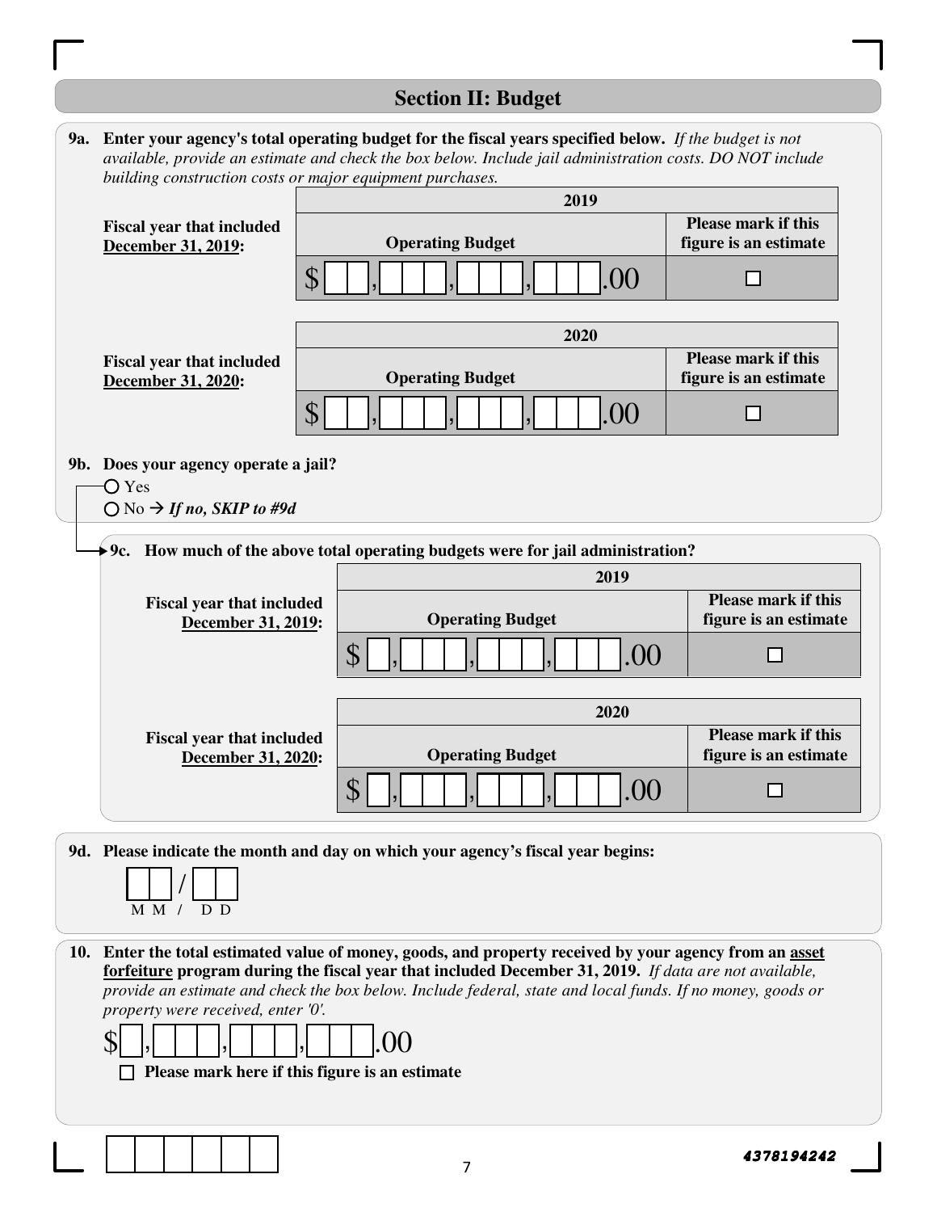## Section II: Budget

**9a. Enter your agency's total operating budget for the fiscal years specified below.** *If the budget is not available, provide an estimate and check the box below. Include jail administration costs. DO NOT include building construction costs or major equipment purchases.*

| | 2019 | |
|---|---|---|
| **Fiscal year that included December 31, 2019:** | **Operating Budget** | **Please mark if this figure is an estimate** |
| | $ __ , ___ , ___ , ___ .00 | ☐ |

| | 2020 | |
|---|---|---|
| **Fiscal year that included December 31, 2020:** | **Operating Budget** | **Please mark if this figure is an estimate** |
| | $ __ , ___ , ___ , ___ .00 | ☐ |

**9b. Does your agency operate a jail?**

- ○ Yes
- ○ No → ***If no, SKIP to #9d***

**9c. How much of the above total operating budgets were for jail administration?**

| | 2019 | |
|---|---|---|
| **Fiscal year that included December 31, 2019:** | **Operating Budget** | **Please mark if this figure is an estimate** |
| | $ _ , ___ , ___ , ___ .00 | ☐ |

| | 2020 | |
|---|---|---|
| **Fiscal year that included December 31, 2020:** | **Operating Budget** | **Please mark if this figure is an estimate** |
| | $ _ , ___ , ___ , ___ .00 | ☐ |

**9d. Please indicate the month and day on which your agency's fiscal year begins:**

__ __ / __ __
M M / D D

**10. Enter the total estimated value of money, goods, and property received by your agency from an asset forfeiture program during the fiscal year that included December 31, 2019.** *If data are not available, provide an estimate and check the box below. Include federal, state and local funds. If no money, goods or property were received, enter '0'.*

$ _ , ___ , ___ , ___ .00

☐ **Please mark here if this figure is an estimate**

4378194242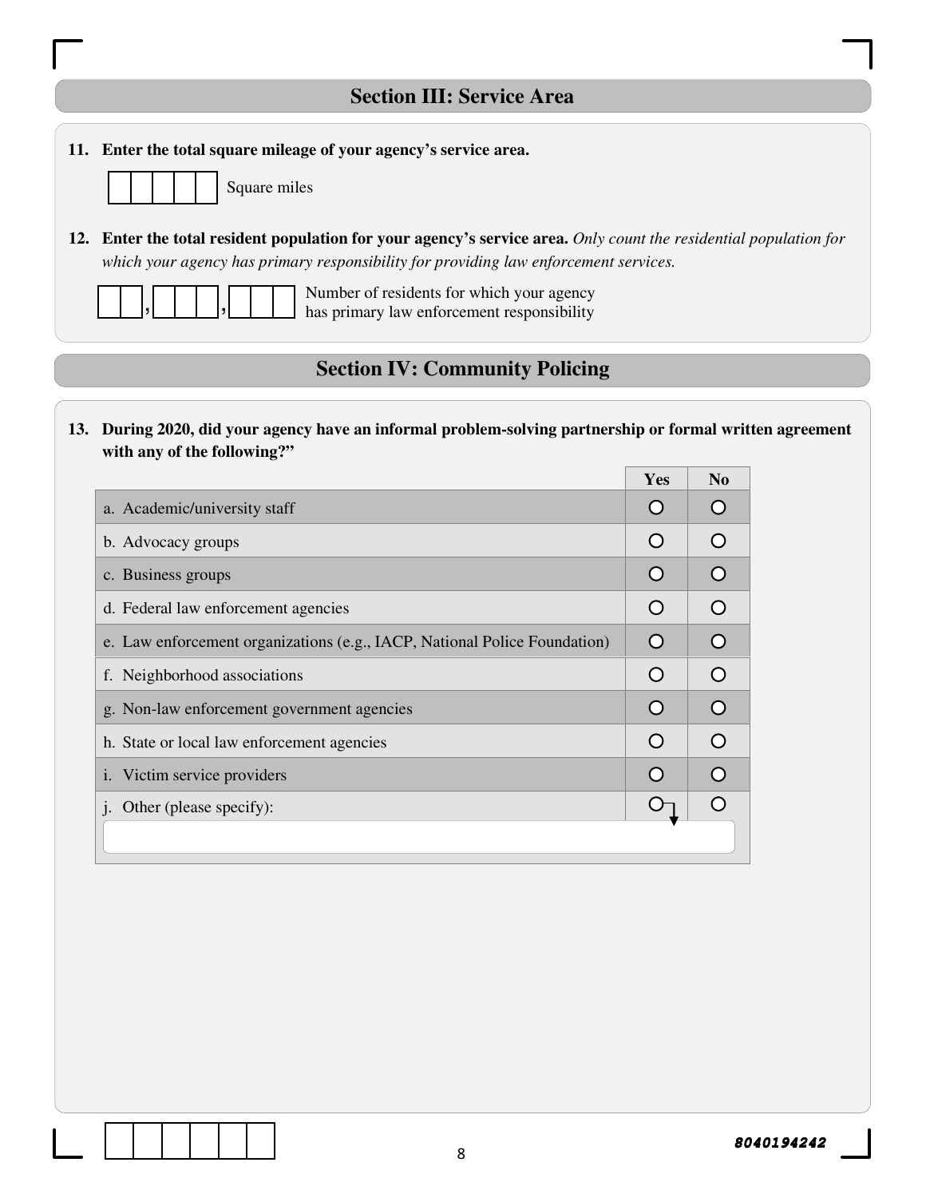## Section III: Service Area

**11. Enter the total square mileage of your agency's service area.**

[ | | | | ] Square miles

**12. Enter the total resident population for your agency's service area.** *Only count the residential population for which your agency has primary responsibility for providing law enforcement services.*

[ | ],[ | | ],[ | | ] Number of residents for which your agency has primary law enforcement responsibility

## Section IV: Community Policing

**13. During 2020, did your agency have an informal problem-solving partnership or formal written agreement with any of the following?"**

| | Yes | No |
|---|---|---|
| a. Academic/university staff | ○ | ○ |
| b. Advocacy groups | ○ | ○ |
| c. Business groups | ○ | ○ |
| d. Federal law enforcement agencies | ○ | ○ |
| e. Law enforcement organizations (e.g., IACP, National Police Foundation) | ○ | ○ |
| f. Neighborhood associations | ○ | ○ |
| g. Non-law enforcement government agencies | ○ | ○ |
| h. State or local law enforcement agencies | ○ | ○ |
| i. Victim service providers | ○ | ○ |
| j. Other (please specify): | ○ | ○ |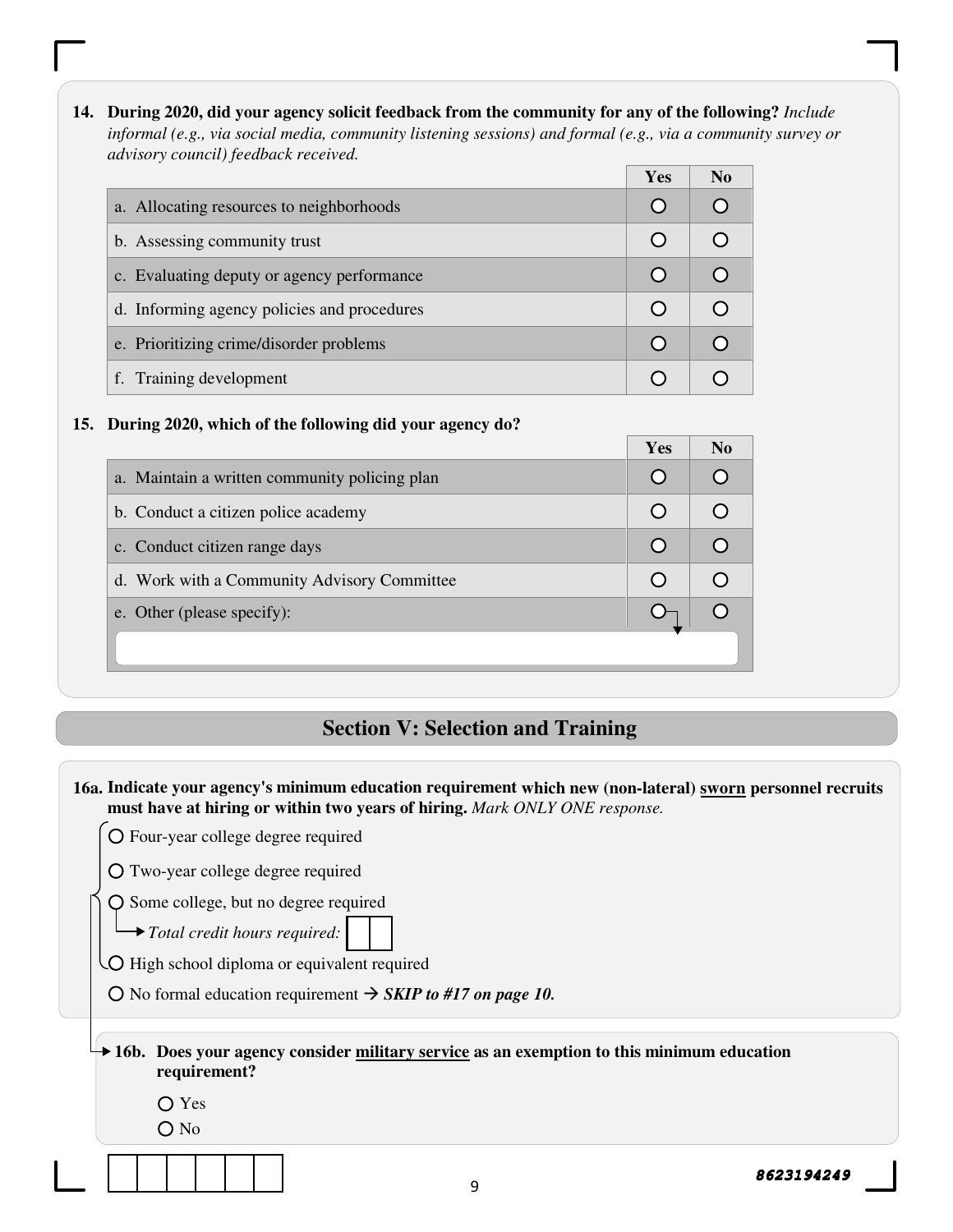**14. During 2020, did your agency solicit feedback from the community for any of the following?** *Include informal (e.g., via social media, community listening sessions) and formal (e.g., via a community survey or advisory council) feedback received.*

| | Yes | No |
|---|---|---|
| a. Allocating resources to neighborhoods | ○ | ○ |
| b. Assessing community trust | ○ | ○ |
| c. Evaluating deputy or agency performance | ○ | ○ |
| d. Informing agency policies and procedures | ○ | ○ |
| e. Prioritizing crime/disorder problems | ○ | ○ |
| f. Training development | ○ | ○ |

**15. During 2020, which of the following did your agency do?**

| | Yes | No |
|---|---|---|
| a. Maintain a written community policing plan | ○ | ○ |
| b. Conduct a citizen police academy | ○ | ○ |
| c. Conduct citizen range days | ○ | ○ |
| d. Work with a Community Advisory Committee | ○ | ○ |
| e. Other (please specify): | ○ | ○ |

## Section V: Selection and Training

**16a. Indicate your agency's minimum education requirement which new (non-lateral) sworn personnel recruits must have at hiring or within two years of hiring.** *Mark ONLY ONE response.*

- ○ Four-year college degree required
- ○ Two-year college degree required
- ○ Some college, but no degree required
  - → *Total credit hours required:* ☐☐
- ○ High school diploma or equivalent required
- ○ No formal education requirement → ***SKIP to #17 on page 10.***

**16b. Does your agency consider military service as an exemption to this minimum education requirement?**

- ○ Yes
- ○ No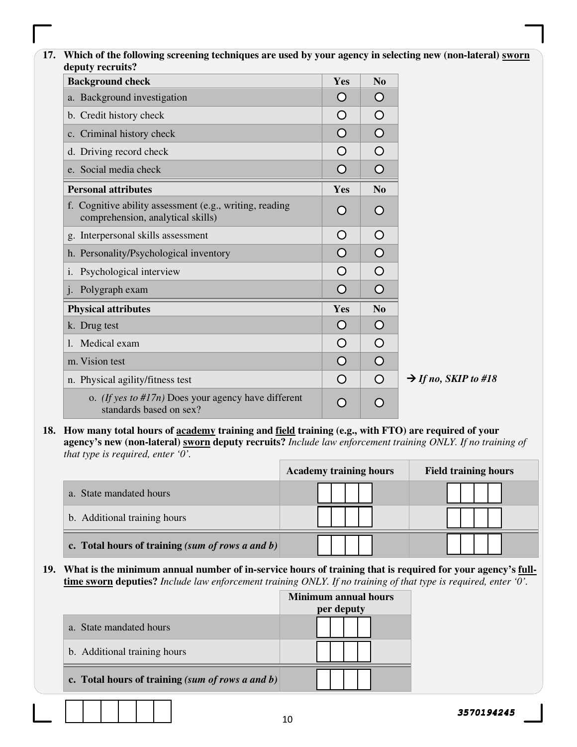**17. Which of the following screening techniques are used by your agency in selecting new (non-lateral) <u>sworn</u> deputy recruits?**

| Background check | Yes | No | |
|---|---|---|---|
| a. Background investigation | ○ | ○ | |
| b. Credit history check | ○ | ○ | |
| c. Criminal history check | ○ | ○ | |
| d. Driving record check | ○ | ○ | |
| e. Social media check | ○ | ○ | |
| **Personal attributes** | **Yes** | **No** | |
| f. Cognitive ability assessment (e.g., writing, reading comprehension, analytical skills) | ○ | ○ | |
| g. Interpersonal skills assessment | ○ | ○ | |
| h. Personality/Psychological inventory | ○ | ○ | |
| i. Psychological interview | ○ | ○ | |
| j. Polygraph exam | ○ | ○ | |
| **Physical attributes** | **Yes** | **No** | |
| k. Drug test | ○ | ○ | |
| l. Medical exam | ○ | ○ | |
| m. Vision test | ○ | ○ | |
| n. Physical agility/fitness test | ○ | ○ | → *If no, SKIP to #18* |
| o. *(If yes to #17n)* Does your agency have different standards based on sex? | ○ | ○ | |

**18. How many total hours of <u>academy</u> training and <u>field</u> training (e.g., with FTO) are required of your agency's new (non-lateral) <u>sworn</u> deputy recruits?** *Include law enforcement training ONLY. If no training of that type is required, enter '0'.*

| | Academy training hours | Field training hours |
|---|---|---|
| a. State mandated hours | | |
| b. Additional training hours | | |
| **c. Total hours of training** ***(sum of rows a and b)*** | | |

**19. What is the minimum annual number of in-service hours of training that is required for your agency's <u>full-time sworn</u> deputies?** *Include law enforcement training ONLY. If no training of that type is required, enter '0'.*

| | Minimum annual hours per deputy |
|---|---|
| a. State mandated hours | |
| b. Additional training hours | |
| **c. Total hours of training** ***(sum of rows a and b)*** | |

3570194245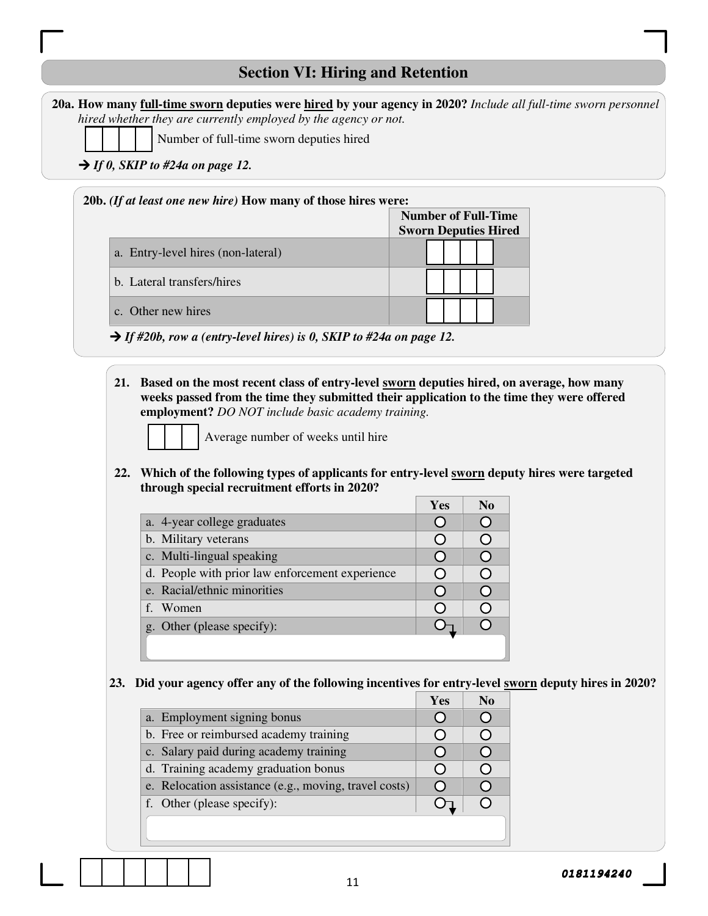## Section VI: Hiring and Retention

**20a. How many <u>full-time sworn</u> deputies were <u>hired</u> by your agency in 2020?** *Include all full-time sworn personnel hired whether they are currently employed by the agency or not.*

[ ][ ][ ][ ] Number of full-time sworn deputies hired

➔ ***If 0, SKIP to #24a on page 12.***

**20b.** ***(If at least one new hire)*** **How many of those hires were:**

| | Number of Full-Time Sworn Deputies Hired |
|---|---|
| a. Entry-level hires (non-lateral) | [ ][ ][ ][ ] |
| b. Lateral transfers/hires | [ ][ ][ ][ ] |
| c. Other new hires | [ ][ ][ ][ ] |

➔ ***If #20b, row a (entry-level hires) is 0, SKIP to #24a on page 12.***

**21. Based on the most recent class of entry-level <u>sworn</u> deputies hired, on average, how many weeks passed from the time they submitted their application to the time they were offered employment?** *DO NOT include basic academy training.*

[ ][ ][ ] Average number of weeks until hire

**22. Which of the following types of applicants for entry-level <u>sworn</u> deputy hires were targeted through special recruitment efforts in 2020?**

| | Yes | No |
|---|---|---|
| a. 4-year college graduates | ○ | ○ |
| b. Military veterans | ○ | ○ |
| c. Multi-lingual speaking | ○ | ○ |
| d. People with prior law enforcement experience | ○ | ○ |
| e. Racial/ethnic minorities | ○ | ○ |
| f. Women | ○ | ○ |
| g. Other (please specify): | ○ | ○ |

**23. Did your agency offer any of the following incentives for entry-level <u>sworn</u> deputy hires in 2020?**

| | Yes | No |
|---|---|---|
| a. Employment signing bonus | ○ | ○ |
| b. Free or reimbursed academy training | ○ | ○ |
| c. Salary paid during academy training | ○ | ○ |
| d. Training academy graduation bonus | ○ | ○ |
| e. Relocation assistance (e.g., moving, travel costs) | ○ | ○ |
| f. Other (please specify): | ○ | ○ |

0181194240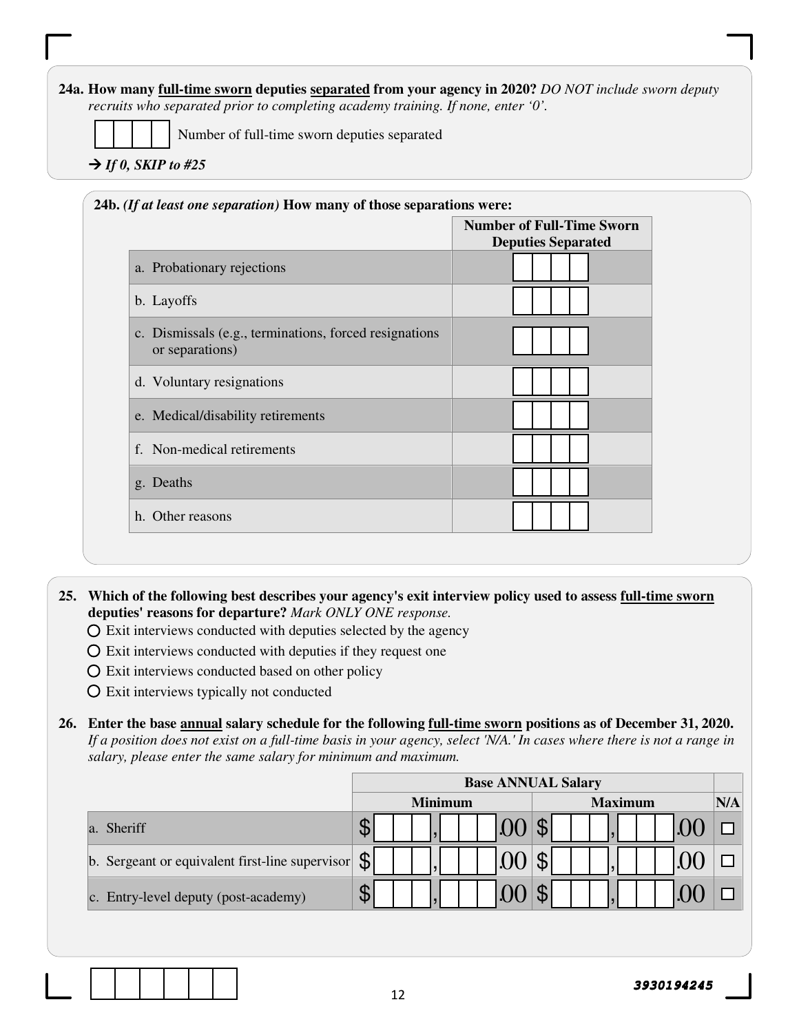**24a. How many full-time sworn deputies separated from your agency in 2020?** *DO NOT include sworn deputy recruits who separated prior to completing academy training. If none, enter '0'.*

☐☐☐☐ Number of full-time sworn deputies separated

→ ***If 0, SKIP to #25***

**24b.** *(If at least one separation)* **How many of those separations were:**

| | Number of Full-Time Sworn Deputies Separated |
|---|---|
| a. Probationary rejections | ☐☐☐☐ |
| b. Layoffs | ☐☐☐☐ |
| c. Dismissals (e.g., terminations, forced resignations or separations) | ☐☐☐☐ |
| d. Voluntary resignations | ☐☐☐☐ |
| e. Medical/disability retirements | ☐☐☐☐ |
| f. Non-medical retirements | ☐☐☐☐ |
| g. Deaths | ☐☐☐☐ |
| h. Other reasons | ☐☐☐☐ |

**25. Which of the following best describes your agency's exit interview policy used to assess full-time sworn deputies' reasons for departure?** *Mark ONLY ONE response.*

- ○ Exit interviews conducted with deputies selected by the agency
- ○ Exit interviews conducted with deputies if they request one
- ○ Exit interviews conducted based on other policy
- ○ Exit interviews typically not conducted

**26. Enter the base annual salary schedule for the following full-time sworn positions as of December 31, 2020.** *If a position does not exist on a full-time basis in your agency, select 'N/A.' In cases where there is not a range in salary, please enter the same salary for minimum and maximum.*

| | Base ANNUAL Salary | | |
|---|---|---|---|
| | Minimum | Maximum | N/A |
| a. Sheriff | $ ☐☐☐,☐☐☐.00 | $ ☐☐☐,☐☐☐.00 | ☐ |
| b. Sergeant or equivalent first-line supervisor | $ ☐☐☐,☐☐☐.00 | $ ☐☐☐,☐☐☐.00 | ☐ |
| c. Entry-level deputy (post-academy) | $ ☐☐☐,☐☐☐.00 | $ ☐☐☐,☐☐☐.00 | ☐ |

3930194245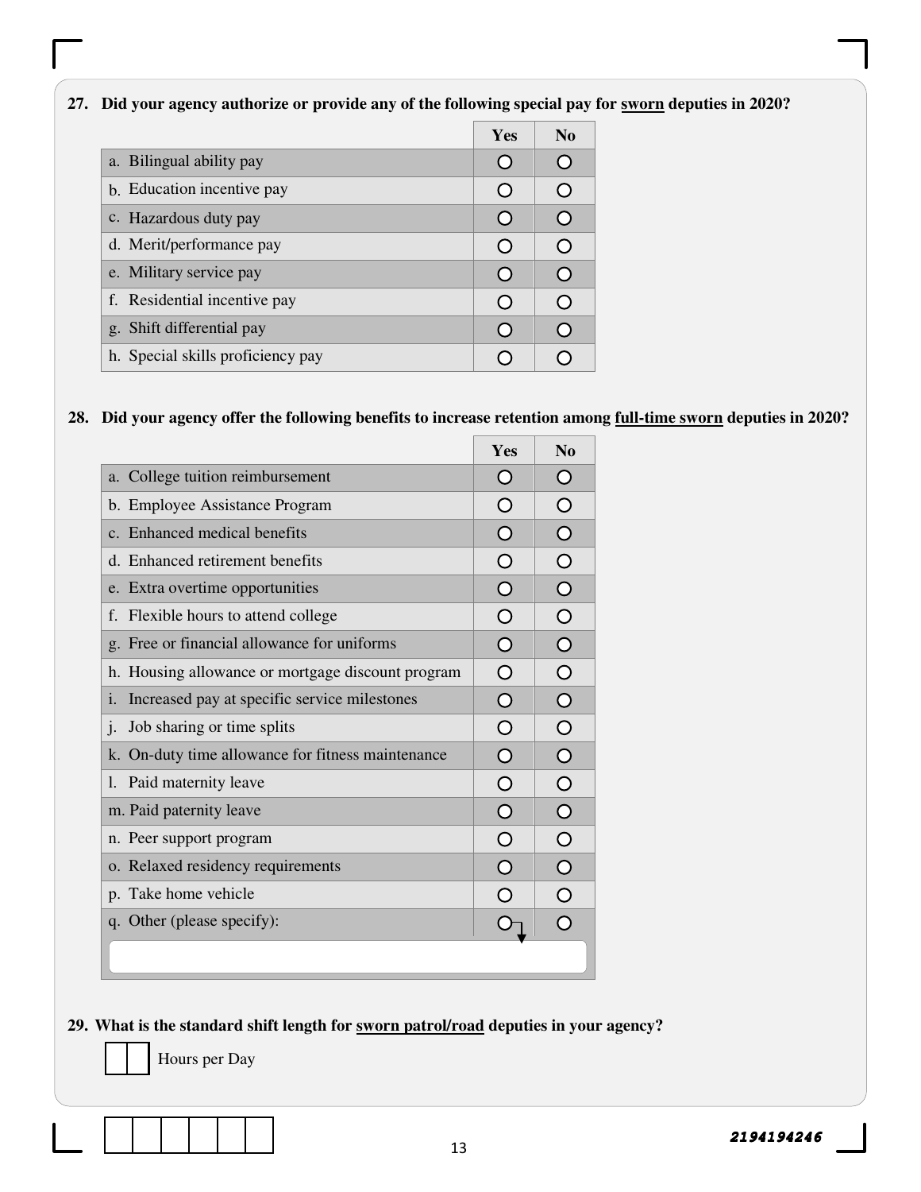**27. Did your agency authorize or provide any of the following special pay for sworn deputies in 2020?**

| | Yes | No |
|---|---|---|
| a. Bilingual ability pay | ○ | ○ |
| b. Education incentive pay | ○ | ○ |
| c. Hazardous duty pay | ○ | ○ |
| d. Merit/performance pay | ○ | ○ |
| e. Military service pay | ○ | ○ |
| f. Residential incentive pay | ○ | ○ |
| g. Shift differential pay | ○ | ○ |
| h. Special skills proficiency pay | ○ | ○ |

**28. Did your agency offer the following benefits to increase retention among full-time sworn deputies in 2020?**

| | Yes | No |
|---|---|---|
| a. College tuition reimbursement | ○ | ○ |
| b. Employee Assistance Program | ○ | ○ |
| c. Enhanced medical benefits | ○ | ○ |
| d. Enhanced retirement benefits | ○ | ○ |
| e. Extra overtime opportunities | ○ | ○ |
| f. Flexible hours to attend college | ○ | ○ |
| g. Free or financial allowance for uniforms | ○ | ○ |
| h. Housing allowance or mortgage discount program | ○ | ○ |
| i. Increased pay at specific service milestones | ○ | ○ |
| j. Job sharing or time splits | ○ | ○ |
| k. On-duty time allowance for fitness maintenance | ○ | ○ |
| l. Paid maternity leave | ○ | ○ |
| m. Paid paternity leave | ○ | ○ |
| n. Peer support program | ○ | ○ |
| o. Relaxed residency requirements | ○ | ○ |
| p. Take home vehicle | ○ | ○ |
| q. Other (please specify): | ○ | ○ |

**29. What is the standard shift length for sworn patrol/road deputies in your agency?**

☐☐ Hours per Day

2194194246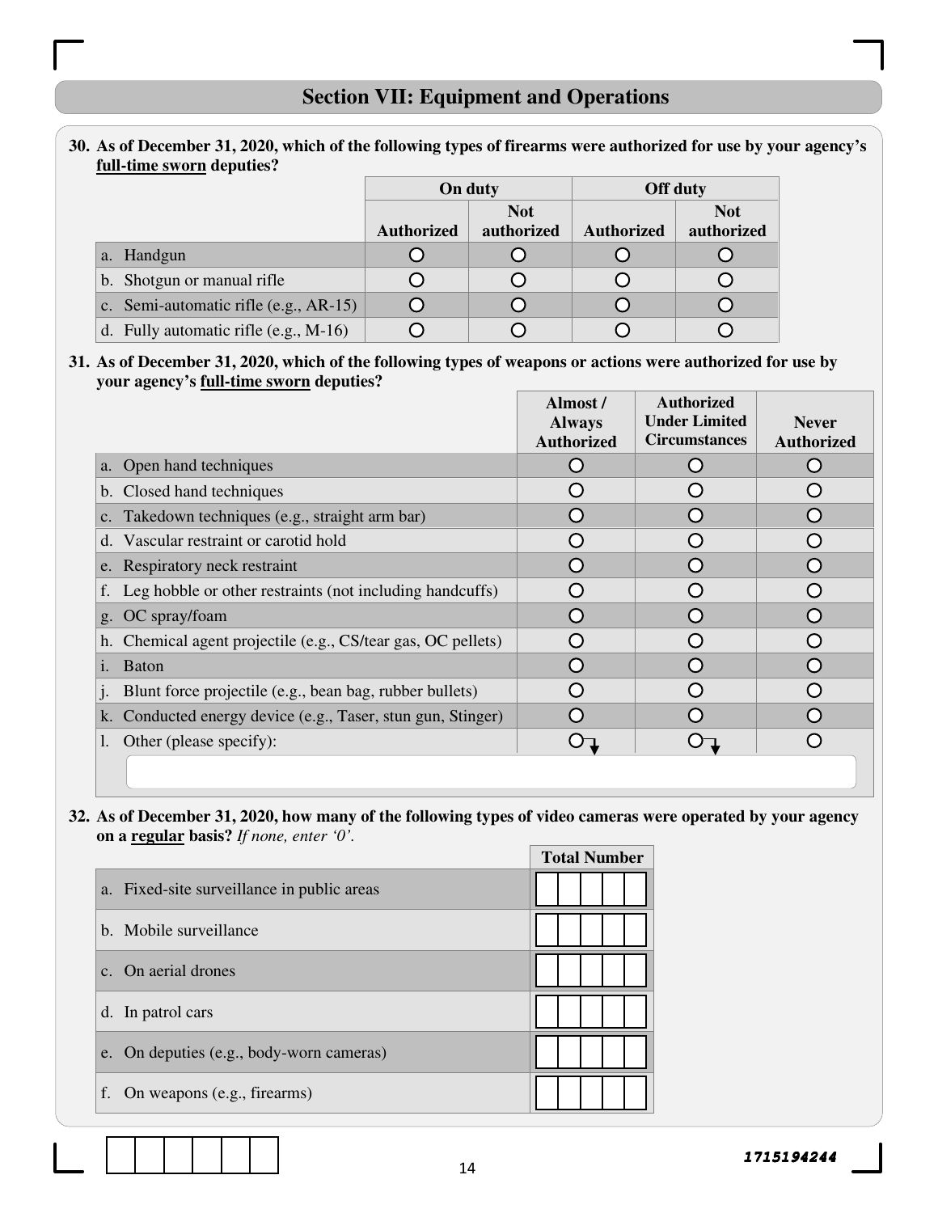## Section VII: Equipment and Operations

**30. As of December 31, 2020, which of the following types of firearms were authorized for use by your agency's <u>full-time sworn</u> deputies?**

| | On duty | | Off duty | |
|---|---|---|---|---|
| | Authorized | Not authorized | Authorized | Not authorized |
| a. Handgun | ○ | ○ | ○ | ○ |
| b. Shotgun or manual rifle | ○ | ○ | ○ | ○ |
| c. Semi-automatic rifle (e.g., AR-15) | ○ | ○ | ○ | ○ |
| d. Fully automatic rifle (e.g., M-16) | ○ | ○ | ○ | ○ |

**31. As of December 31, 2020, which of the following types of weapons or actions were authorized for use by your agency's <u>full-time sworn</u> deputies?**

| | Almost / Always Authorized | Authorized Under Limited Circumstances | Never Authorized |
|---|---|---|---|
| a. Open hand techniques | ○ | ○ | ○ |
| b. Closed hand techniques | ○ | ○ | ○ |
| c. Takedown techniques (e.g., straight arm bar) | ○ | ○ | ○ |
| d. Vascular restraint or carotid hold | ○ | ○ | ○ |
| e. Respiratory neck restraint | ○ | ○ | ○ |
| f. Leg hobble or other restraints (not including handcuffs) | ○ | ○ | ○ |
| g. OC spray/foam | ○ | ○ | ○ |
| h. Chemical agent projectile (e.g., CS/tear gas, OC pellets) | ○ | ○ | ○ |
| i. Baton | ○ | ○ | ○ |
| j. Blunt force projectile (e.g., bean bag, rubber bullets) | ○ | ○ | ○ |
| k. Conducted energy device (e.g., Taser, stun gun, Stinger) | ○ | ○ | ○ |
| l. Other (please specify): | ○ | ○ | ○ |

**32. As of December 31, 2020, how many of the following types of video cameras were operated by your agency on a <u>regular</u> basis?** *If none, enter '0'.*

| | Total Number |
|---|---|
| a. Fixed-site surveillance in public areas | |
| b. Mobile surveillance | |
| c. On aerial drones | |
| d. In patrol cars | |
| e. On deputies (e.g., body-worn cameras) | |
| f. On weapons (e.g., firearms) | |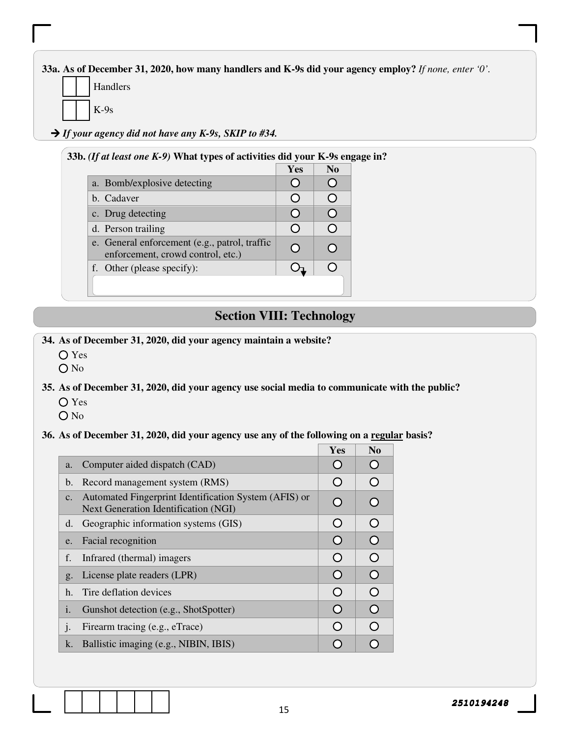**33a. As of December 31, 2020, how many handlers and K-9s did your agency employ?** *If none, enter '0'.*

Handlers

K-9s

→ ***If your agency did not have any K-9s, SKIP to #34.***

**33b.** ***(If at least one K-9)*** **What types of activities did your K-9s engage in?**

| | Yes | No |
|---|---|---|
| a. Bomb/explosive detecting | ○ | ○ |
| b. Cadaver | ○ | ○ |
| c. Drug detecting | ○ | ○ |
| d. Person trailing | ○ | ○ |
| e. General enforcement (e.g., patrol, traffic enforcement, crowd control, etc.) | ○ | ○ |
| f. Other (please specify): | ○ | ○ |

## Section VIII: Technology

**34. As of December 31, 2020, did your agency maintain a website?**

○ Yes
○ No

**35. As of December 31, 2020, did your agency use social media to communicate with the public?**

○ Yes
○ No

**36. As of December 31, 2020, did your agency use any of the following on a regular basis?**

| | Yes | No |
|---|---|---|
| a. Computer aided dispatch (CAD) | ○ | ○ |
| b. Record management system (RMS) | ○ | ○ |
| c. Automated Fingerprint Identification System (AFIS) or Next Generation Identification (NGI) | ○ | ○ |
| d. Geographic information systems (GIS) | ○ | ○ |
| e. Facial recognition | ○ | ○ |
| f. Infrared (thermal) imagers | ○ | ○ |
| g. License plate readers (LPR) | ○ | ○ |
| h. Tire deflation devices | ○ | ○ |
| i. Gunshot detection (e.g., ShotSpotter) | ○ | ○ |
| j. Firearm tracing (e.g., eTrace) | ○ | ○ |
| k. Ballistic imaging (e.g., NIBIN, IBIS) | ○ | ○ |

2510194248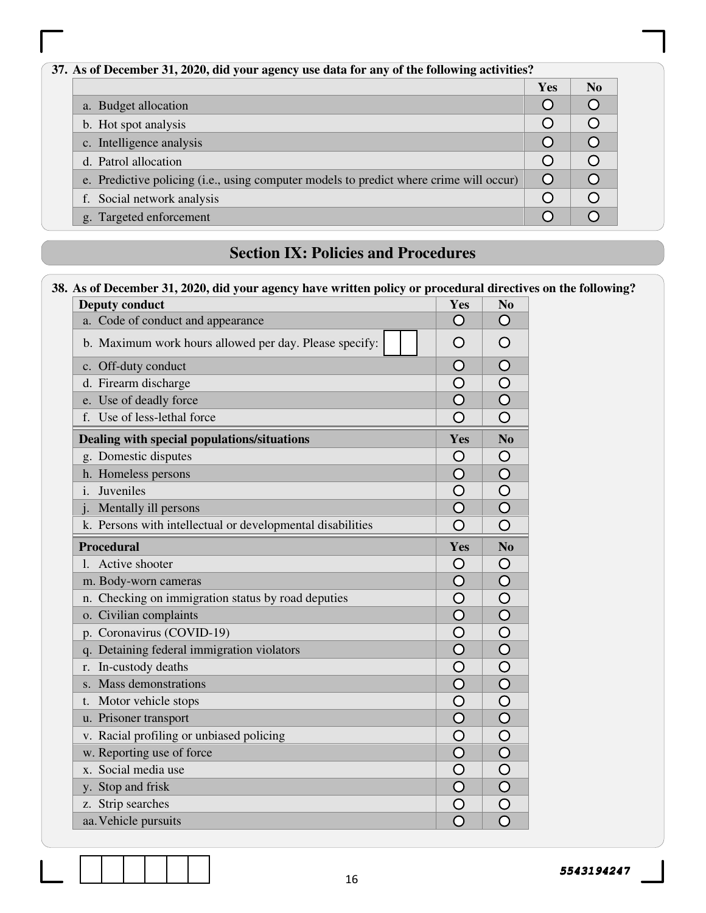**37. As of December 31, 2020, did your agency use data for any of the following activities?**

| | Yes | No |
|---|---|---|
| a. Budget allocation | ○ | ○ |
| b. Hot spot analysis | ○ | ○ |
| c. Intelligence analysis | ○ | ○ |
| d. Patrol allocation | ○ | ○ |
| e. Predictive policing (i.e., using computer models to predict where crime will occur) | ○ | ○ |
| f. Social network analysis | ○ | ○ |
| g. Targeted enforcement | ○ | ○ |

## Section IX: Policies and Procedures

**38. As of December 31, 2020, did your agency have written policy or procedural directives on the following?**

| **Deputy conduct** | **Yes** | **No** |
|---|---|---|
| a. Code of conduct and appearance | ○ | ○ |
| b. Maximum work hours allowed per day. Please specify: ☐☐ | ○ | ○ |
| c. Off-duty conduct | ○ | ○ |
| d. Firearm discharge | ○ | ○ |
| e. Use of deadly force | ○ | ○ |
| f. Use of less-lethal force | ○ | ○ |
| **Dealing with special populations/situations** | **Yes** | **No** |
| g. Domestic disputes | ○ | ○ |
| h. Homeless persons | ○ | ○ |
| i. Juveniles | ○ | ○ |
| j. Mentally ill persons | ○ | ○ |
| k. Persons with intellectual or developmental disabilities | ○ | ○ |
| **Procedural** | **Yes** | **No** |
| l. Active shooter | ○ | ○ |
| m. Body-worn cameras | ○ | ○ |
| n. Checking on immigration status by road deputies | ○ | ○ |
| o. Civilian complaints | ○ | ○ |
| p. Coronavirus (COVID-19) | ○ | ○ |
| q. Detaining federal immigration violators | ○ | ○ |
| r. In-custody deaths | ○ | ○ |
| s. Mass demonstrations | ○ | ○ |
| t. Motor vehicle stops | ○ | ○ |
| u. Prisoner transport | ○ | ○ |
| v. Racial profiling or unbiased policing | ○ | ○ |
| w. Reporting use of force | ○ | ○ |
| x. Social media use | ○ | ○ |
| y. Stop and frisk | ○ | ○ |
| z. Strip searches | ○ | ○ |
| aa. Vehicle pursuits | ○ | ○ |

5543194247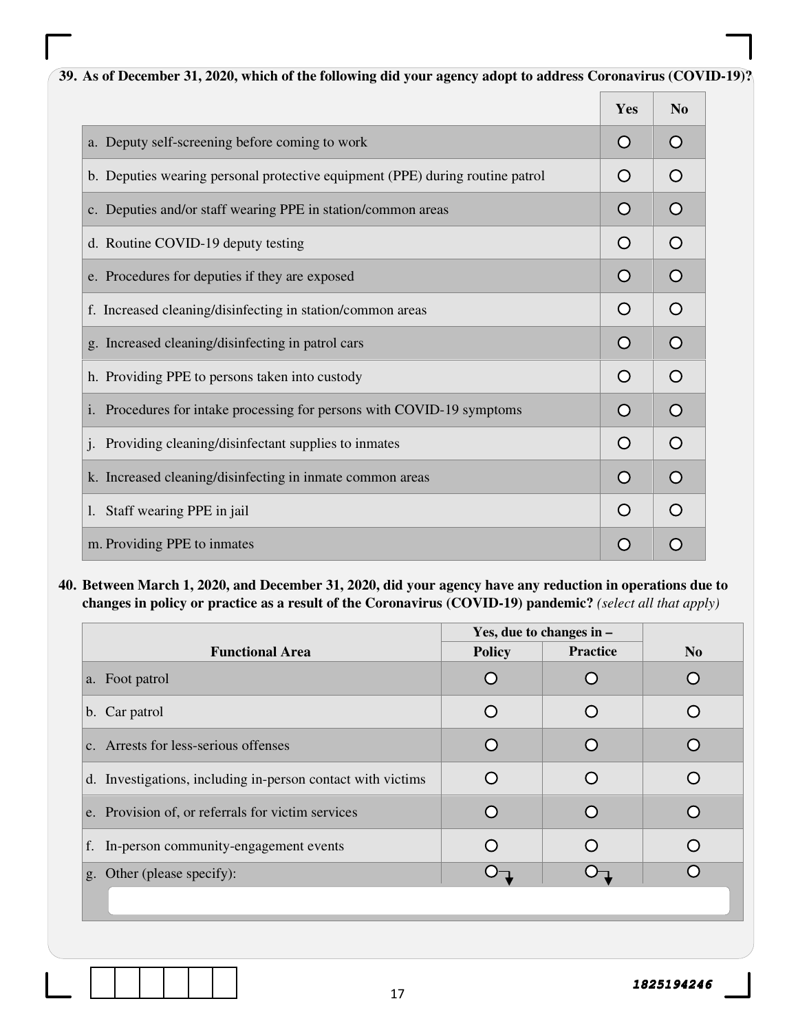**39. As of December 31, 2020, which of the following did your agency adopt to address Coronavirus (COVID-19)?**

| | Yes | No |
|---|---|---|
| a. Deputy self-screening before coming to work | ○ | ○ |
| b. Deputies wearing personal protective equipment (PPE) during routine patrol | ○ | ○ |
| c. Deputies and/or staff wearing PPE in station/common areas | ○ | ○ |
| d. Routine COVID-19 deputy testing | ○ | ○ |
| e. Procedures for deputies if they are exposed | ○ | ○ |
| f. Increased cleaning/disinfecting in station/common areas | ○ | ○ |
| g. Increased cleaning/disinfecting in patrol cars | ○ | ○ |
| h. Providing PPE to persons taken into custody | ○ | ○ |
| i. Procedures for intake processing for persons with COVID-19 symptoms | ○ | ○ |
| j. Providing cleaning/disinfectant supplies to inmates | ○ | ○ |
| k. Increased cleaning/disinfecting in inmate common areas | ○ | ○ |
| l. Staff wearing PPE in jail | ○ | ○ |
| m. Providing PPE to inmates | ○ | ○ |

**40. Between March 1, 2020, and December 31, 2020, did your agency have any reduction in operations due to changes in policy or practice as a result of the Coronavirus (COVID-19) pandemic?** *(select all that apply)*

| Functional Area | Yes, due to changes in – | | No |
|---|---|---|---|
| | Policy | Practice | |
| a. Foot patrol | ○ | ○ | ○ |
| b. Car patrol | ○ | ○ | ○ |
| c. Arrests for less-serious offenses | ○ | ○ | ○ |
| d. Investigations, including in-person contact with victims | ○ | ○ | ○ |
| e. Provision of, or referrals for victim services | ○ | ○ | ○ |
| f. In-person community-engagement events | ○ | ○ | ○ |
| g. Other (please specify): | ○ | ○ | ○ |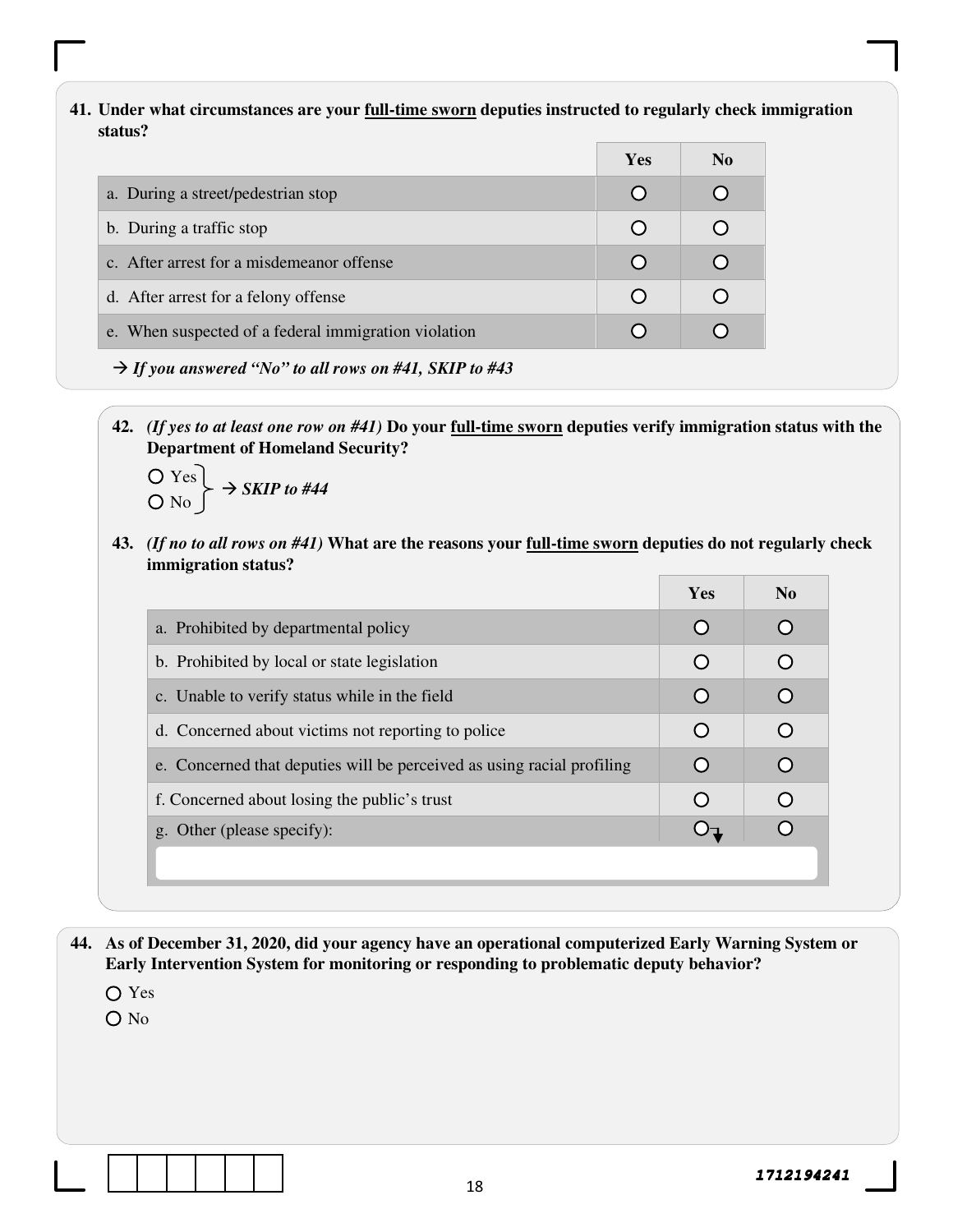**41. Under what circumstances are your <u>full-time sworn</u> deputies instructed to regularly check immigration status?**

| | Yes | No |
|---|---|---|
| a. During a street/pedestrian stop | ○ | ○ |
| b. During a traffic stop | ○ | ○ |
| c. After arrest for a misdemeanor offense | ○ | ○ |
| d. After arrest for a felony offense | ○ | ○ |
| e. When suspected of a federal immigration violation | ○ | ○ |

→ ***If you answered "No" to all rows on #41, SKIP to #43***

**42.** ***(If yes to at least one row on #41)*** **Do your <u>full-time sworn</u> deputies verify immigration status with the Department of Homeland Security?**

○ Yes
○ No

→ ***SKIP to #44***

**43.** ***(If no to all rows on #41)*** **What are the reasons your <u>full-time sworn</u> deputies do not regularly check immigration status?**

| | Yes | No |
|---|---|---|
| a. Prohibited by departmental policy | ○ | ○ |
| b. Prohibited by local or state legislation | ○ | ○ |
| c. Unable to verify status while in the field | ○ | ○ |
| d. Concerned about victims not reporting to police | ○ | ○ |
| e. Concerned that deputies will be perceived as using racial profiling | ○ | ○ |
| f. Concerned about losing the public's trust | ○ | ○ |
| g. Other (please specify): | ○ | ○ |

**44. As of December 31, 2020, did your agency have an operational computerized Early Warning System or Early Intervention System for monitoring or responding to problematic deputy behavior?**

○ Yes
○ No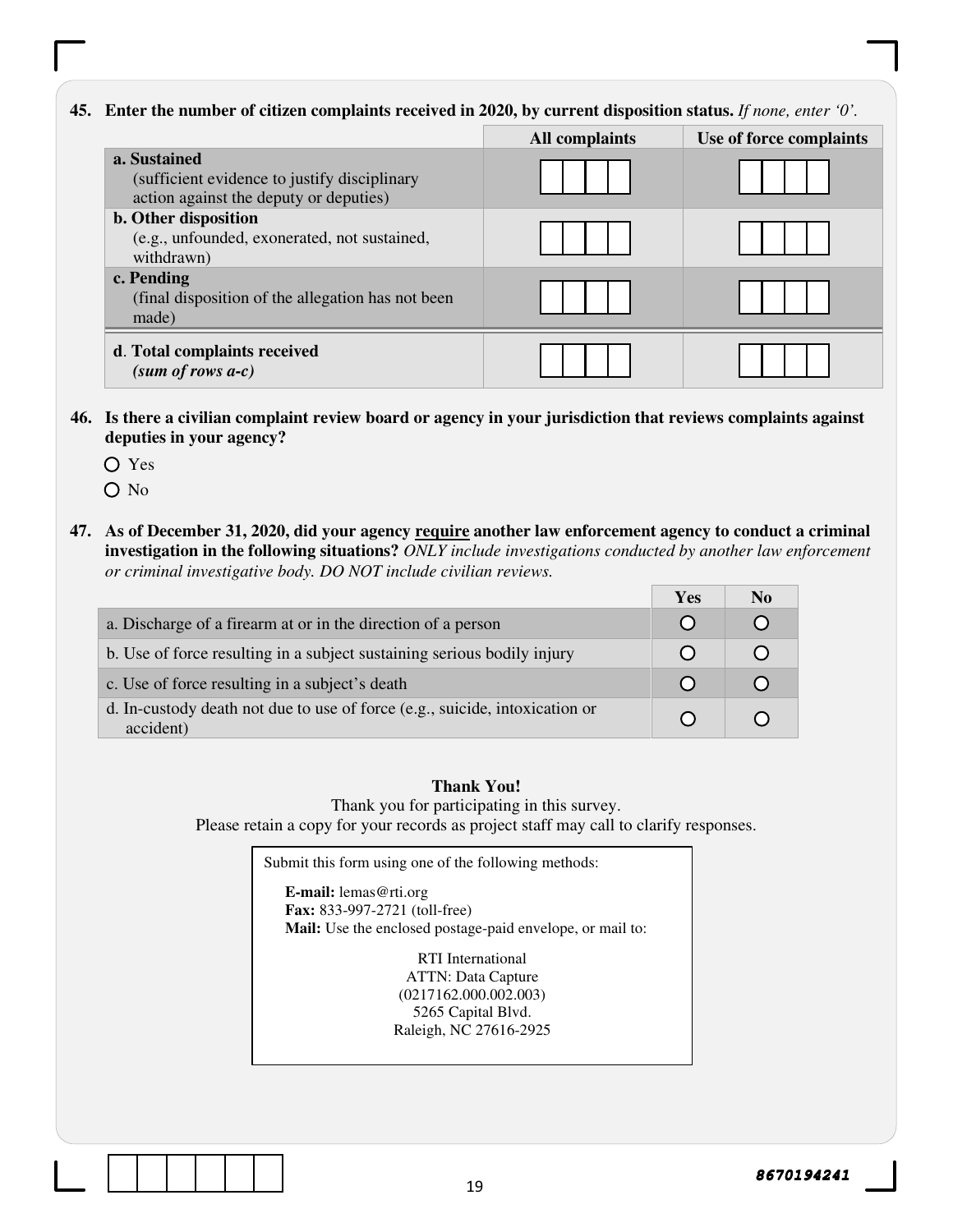**45. Enter the number of citizen complaints received in 2020, by current disposition status.** *If none, enter '0'.*

| | All complaints | Use of force complaints |
|---|---|---|
| **a. Sustained** (sufficient evidence to justify disciplinary action against the deputy or deputies) | | |
| **b. Other disposition** (e.g., unfounded, exonerated, not sustained, withdrawn) | | |
| **c. Pending** (final disposition of the allegation has not been made) | | |
| **d. Total complaints received** ***(sum of rows a-c)*** | | |

**46. Is there a civilian complaint review board or agency in your jurisdiction that reviews complaints against deputies in your agency?**

- ○ Yes
- ○ No

**47. As of December 31, 2020, did your agency require another law enforcement agency to conduct a criminal investigation in the following situations?** *ONLY include investigations conducted by another law enforcement or criminal investigative body. DO NOT include civilian reviews.*

| | Yes | No |
|---|---|---|
| a. Discharge of a firearm at or in the direction of a person | ○ | ○ |
| b. Use of force resulting in a subject sustaining serious bodily injury | ○ | ○ |
| c. Use of force resulting in a subject's death | ○ | ○ |
| d. In-custody death not due to use of force (e.g., suicide, intoxication or accident) | ○ | ○ |

**Thank You!**

Thank you for participating in this survey.
Please retain a copy for your records as project staff may call to clarify responses.

Submit this form using one of the following methods:

**E-mail:** lemas@rti.org
**Fax:** 833-997-2721 (toll-free)
**Mail:** Use the enclosed postage-paid envelope, or mail to:

RTI International
ATTN: Data Capture
(0217162.000.002.003)
5265 Capital Blvd.
Raleigh, NC 27616-2925

8670194241